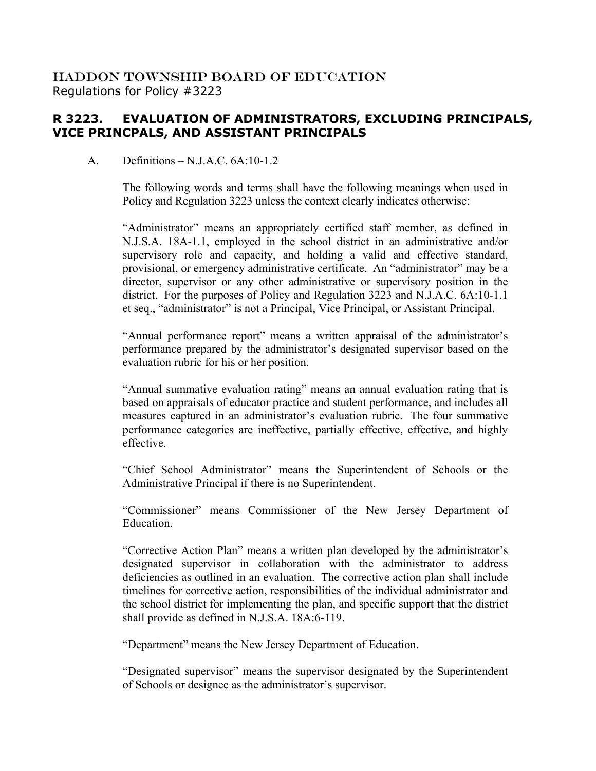HADDON TOWNSHIP BOARD OF EDUCATION
Regulations for Policy #3223

## R 3223. EVALUATION OF ADMINISTRATORS, EXCLUDING PRINCIPALS, VICE PRINCPALS, AND ASSISTANT PRINCIPALS

A. Definitions – N.J.A.C. 6A:10-1.2

The following words and terms shall have the following meanings when used in Policy and Regulation 3223 unless the context clearly indicates otherwise:

"Administrator" means an appropriately certified staff member, as defined in N.J.S.A. 18A-1.1, employed in the school district in an administrative and/or supervisory role and capacity, and holding a valid and effective standard, provisional, or emergency administrative certificate. An "administrator" may be a director, supervisor or any other administrative or supervisory position in the district. For the purposes of Policy and Regulation 3223 and N.J.A.C. 6A:10-1.1 et seq., "administrator" is not a Principal, Vice Principal, or Assistant Principal.

"Annual performance report" means a written appraisal of the administrator's performance prepared by the administrator's designated supervisor based on the evaluation rubric for his or her position.

"Annual summative evaluation rating" means an annual evaluation rating that is based on appraisals of educator practice and student performance, and includes all measures captured in an administrator's evaluation rubric. The four summative performance categories are ineffective, partially effective, effective, and highly effective.

"Chief School Administrator" means the Superintendent of Schools or the Administrative Principal if there is no Superintendent.

"Commissioner" means Commissioner of the New Jersey Department of Education.

"Corrective Action Plan" means a written plan developed by the administrator's designated supervisor in collaboration with the administrator to address deficiencies as outlined in an evaluation. The corrective action plan shall include timelines for corrective action, responsibilities of the individual administrator and the school district for implementing the plan, and specific support that the district shall provide as defined in N.J.S.A. 18A:6-119.

"Department" means the New Jersey Department of Education.

"Designated supervisor" means the supervisor designated by the Superintendent of Schools or designee as the administrator's supervisor.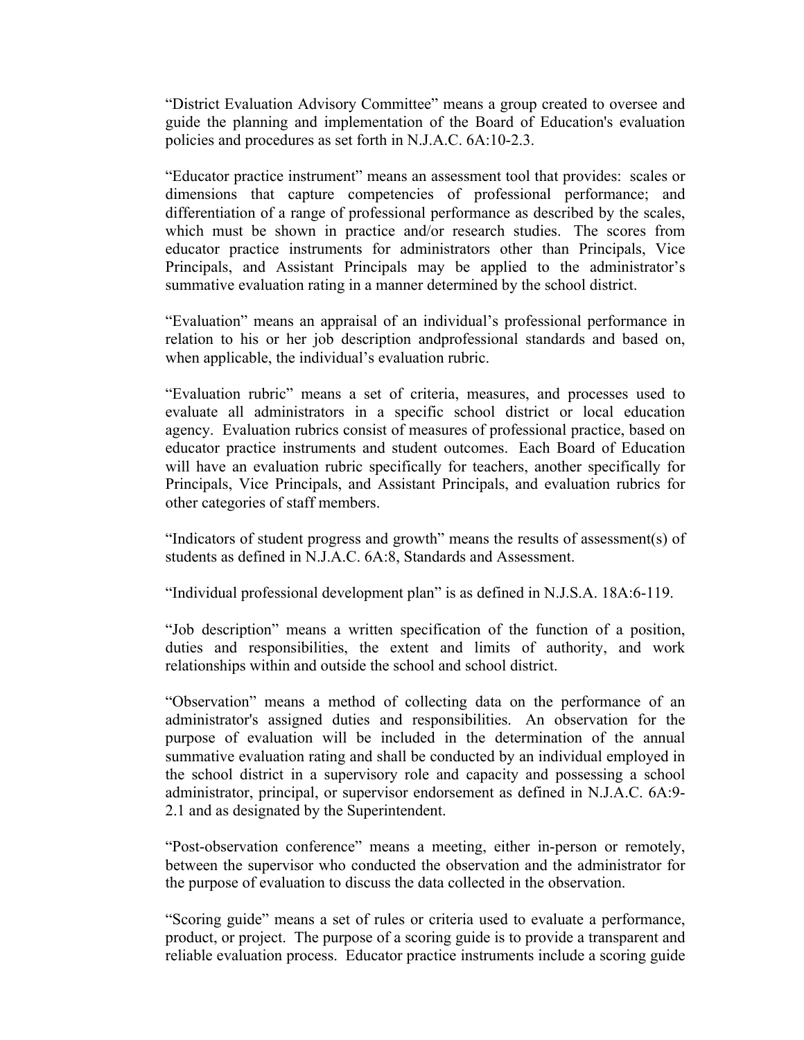"District Evaluation Advisory Committee" means a group created to oversee and guide the planning and implementation of the Board of Education's evaluation policies and procedures as set forth in N.J.A.C. 6A:10-2.3.

"Educator practice instrument" means an assessment tool that provides: scales or dimensions that capture competencies of professional performance; and differentiation of a range of professional performance as described by the scales, which must be shown in practice and/or research studies. The scores from educator practice instruments for administrators other than Principals, Vice Principals, and Assistant Principals may be applied to the administrator's summative evaluation rating in a manner determined by the school district.

"Evaluation" means an appraisal of an individual's professional performance in relation to his or her job description andprofessional standards and based on, when applicable, the individual's evaluation rubric.

"Evaluation rubric" means a set of criteria, measures, and processes used to evaluate all administrators in a specific school district or local education agency. Evaluation rubrics consist of measures of professional practice, based on educator practice instruments and student outcomes. Each Board of Education will have an evaluation rubric specifically for teachers, another specifically for Principals, Vice Principals, and Assistant Principals, and evaluation rubrics for other categories of staff members.

"Indicators of student progress and growth" means the results of assessment(s) of students as defined in N.J.A.C. 6A:8, Standards and Assessment.

"Individual professional development plan" is as defined in N.J.S.A. 18A:6-119.

"Job description" means a written specification of the function of a position, duties and responsibilities, the extent and limits of authority, and work relationships within and outside the school and school district.

"Observation" means a method of collecting data on the performance of an administrator's assigned duties and responsibilities. An observation for the purpose of evaluation will be included in the determination of the annual summative evaluation rating and shall be conducted by an individual employed in the school district in a supervisory role and capacity and possessing a school administrator, principal, or supervisor endorsement as defined in N.J.A.C. 6A:9-2.1 and as designated by the Superintendent.

"Post-observation conference" means a meeting, either in-person or remotely, between the supervisor who conducted the observation and the administrator for the purpose of evaluation to discuss the data collected in the observation.

"Scoring guide" means a set of rules or criteria used to evaluate a performance, product, or project. The purpose of a scoring guide is to provide a transparent and reliable evaluation process. Educator practice instruments include a scoring guide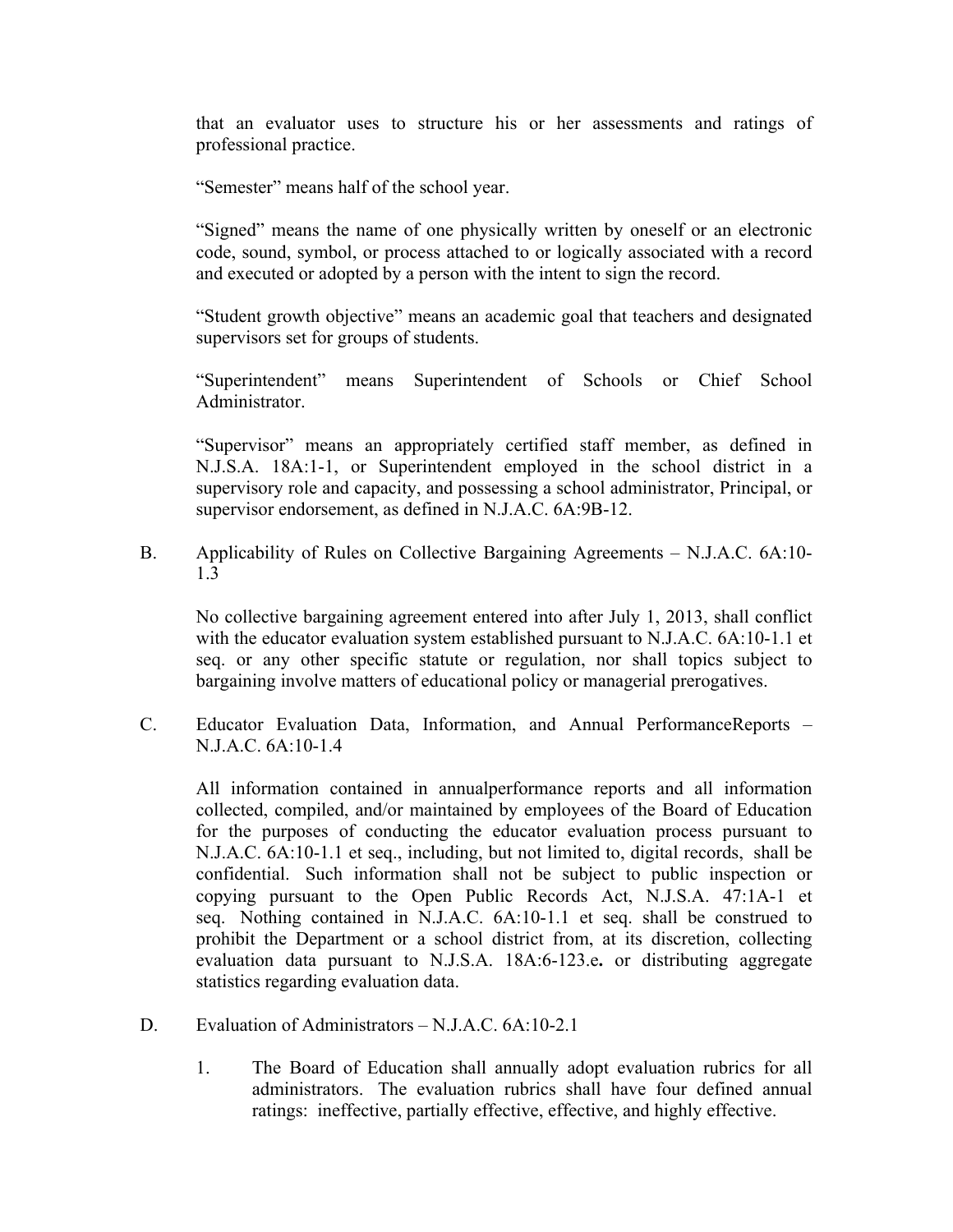that an evaluator uses to structure his or her assessments and ratings of professional practice.

"Semester" means half of the school year.

"Signed" means the name of one physically written by oneself or an electronic code, sound, symbol, or process attached to or logically associated with a record and executed or adopted by a person with the intent to sign the record.

"Student growth objective" means an academic goal that teachers and designated supervisors set for groups of students.

"Superintendent" means Superintendent of Schools or Chief School Administrator.

"Supervisor" means an appropriately certified staff member, as defined in N.J.S.A. 18A:1-1, or Superintendent employed in the school district in a supervisory role and capacity, and possessing a school administrator, Principal, or supervisor endorsement, as defined in N.J.A.C. 6A:9B-12.

B. Applicability of Rules on Collective Bargaining Agreements – N.J.A.C. 6A:10-1.3

No collective bargaining agreement entered into after July 1, 2013, shall conflict with the educator evaluation system established pursuant to N.J.A.C. 6A:10-1.1 et seq. or any other specific statute or regulation, nor shall topics subject to bargaining involve matters of educational policy or managerial prerogatives.

C. Educator Evaluation Data, Information, and Annual PerformanceReports – N.J.A.C. 6A:10-1.4

All information contained in annualperformance reports and all information collected, compiled, and/or maintained by employees of the Board of Education for the purposes of conducting the educator evaluation process pursuant to N.J.A.C. 6A:10-1.1 et seq., including, but not limited to, digital records, shall be confidential. Such information shall not be subject to public inspection or copying pursuant to the Open Public Records Act, N.J.S.A. 47:1A-1 et seq. Nothing contained in N.J.A.C. 6A:10-1.1 et seq. shall be construed to prohibit the Department or a school district from, at its discretion, collecting evaluation data pursuant to N.J.S.A. 18A:6-123.e**.** or distributing aggregate statistics regarding evaluation data.

D. Evaluation of Administrators – N.J.A.C. 6A:10-2.1

1. The Board of Education shall annually adopt evaluation rubrics for all administrators. The evaluation rubrics shall have four defined annual ratings: ineffective, partially effective, effective, and highly effective.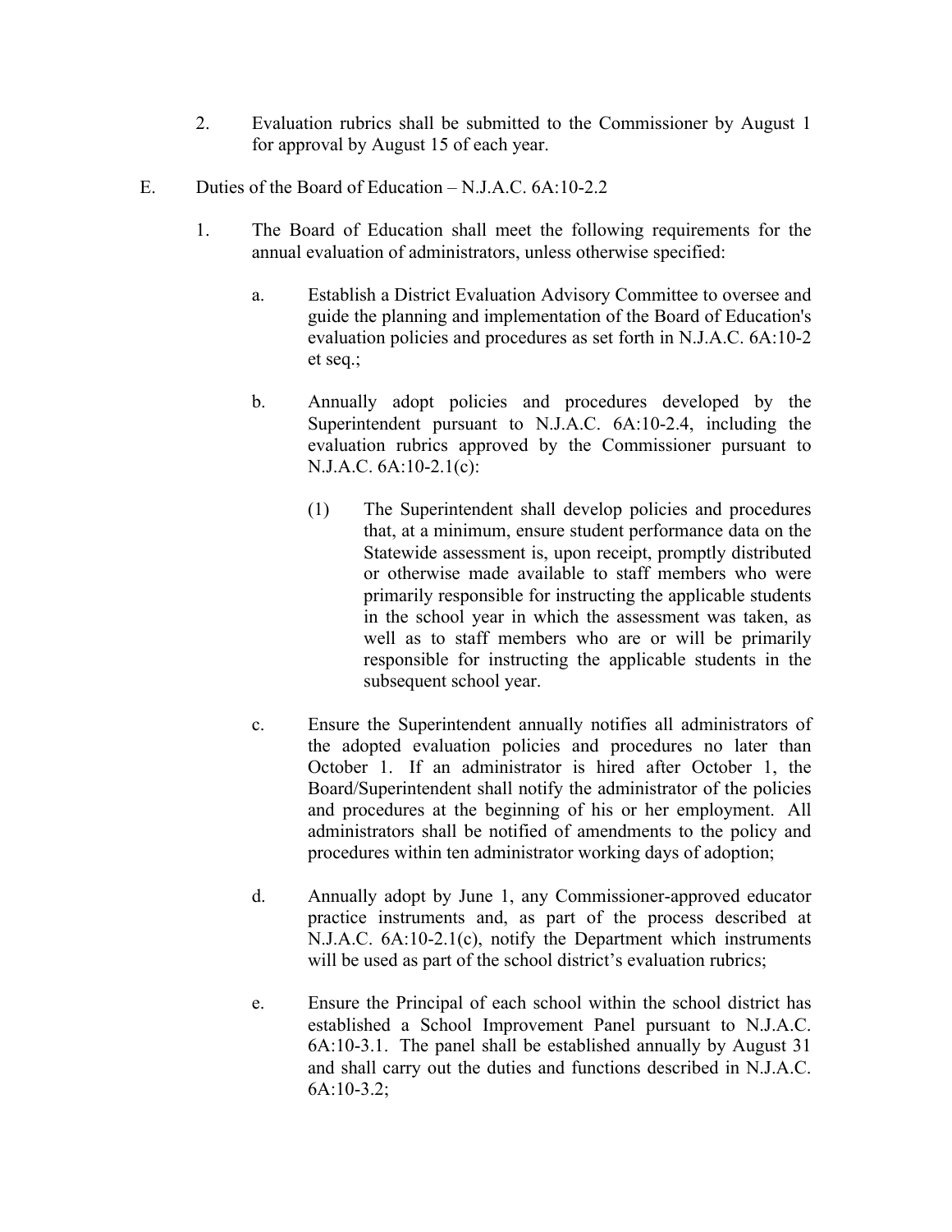2. Evaluation rubrics shall be submitted to the Commissioner by August 1 for approval by August 15 of each year.

E. Duties of the Board of Education – N.J.A.C. 6A:10-2.2

1. The Board of Education shall meet the following requirements for the annual evaluation of administrators, unless otherwise specified:

   a. Establish a District Evaluation Advisory Committee to oversee and guide the planning and implementation of the Board of Education's evaluation policies and procedures as set forth in N.J.A.C. 6A:10-2 et seq.;

   b. Annually adopt policies and procedures developed by the Superintendent pursuant to N.J.A.C. 6A:10-2.4, including the evaluation rubrics approved by the Commissioner pursuant to N.J.A.C. 6A:10-2.1(c):

      (1) The Superintendent shall develop policies and procedures that, at a minimum, ensure student performance data on the Statewide assessment is, upon receipt, promptly distributed or otherwise made available to staff members who were primarily responsible for instructing the applicable students in the school year in which the assessment was taken, as well as to staff members who are or will be primarily responsible for instructing the applicable students in the subsequent school year.

   c. Ensure the Superintendent annually notifies all administrators of the adopted evaluation policies and procedures no later than October 1. If an administrator is hired after October 1, the Board/Superintendent shall notify the administrator of the policies and procedures at the beginning of his or her employment. All administrators shall be notified of amendments to the policy and procedures within ten administrator working days of adoption;

   d. Annually adopt by June 1, any Commissioner-approved educator practice instruments and, as part of the process described at N.J.A.C. 6A:10-2.1(c), notify the Department which instruments will be used as part of the school district's evaluation rubrics;

   e. Ensure the Principal of each school within the school district has established a School Improvement Panel pursuant to N.J.A.C. 6A:10-3.1. The panel shall be established annually by August 31 and shall carry out the duties and functions described in N.J.A.C. 6A:10-3.2;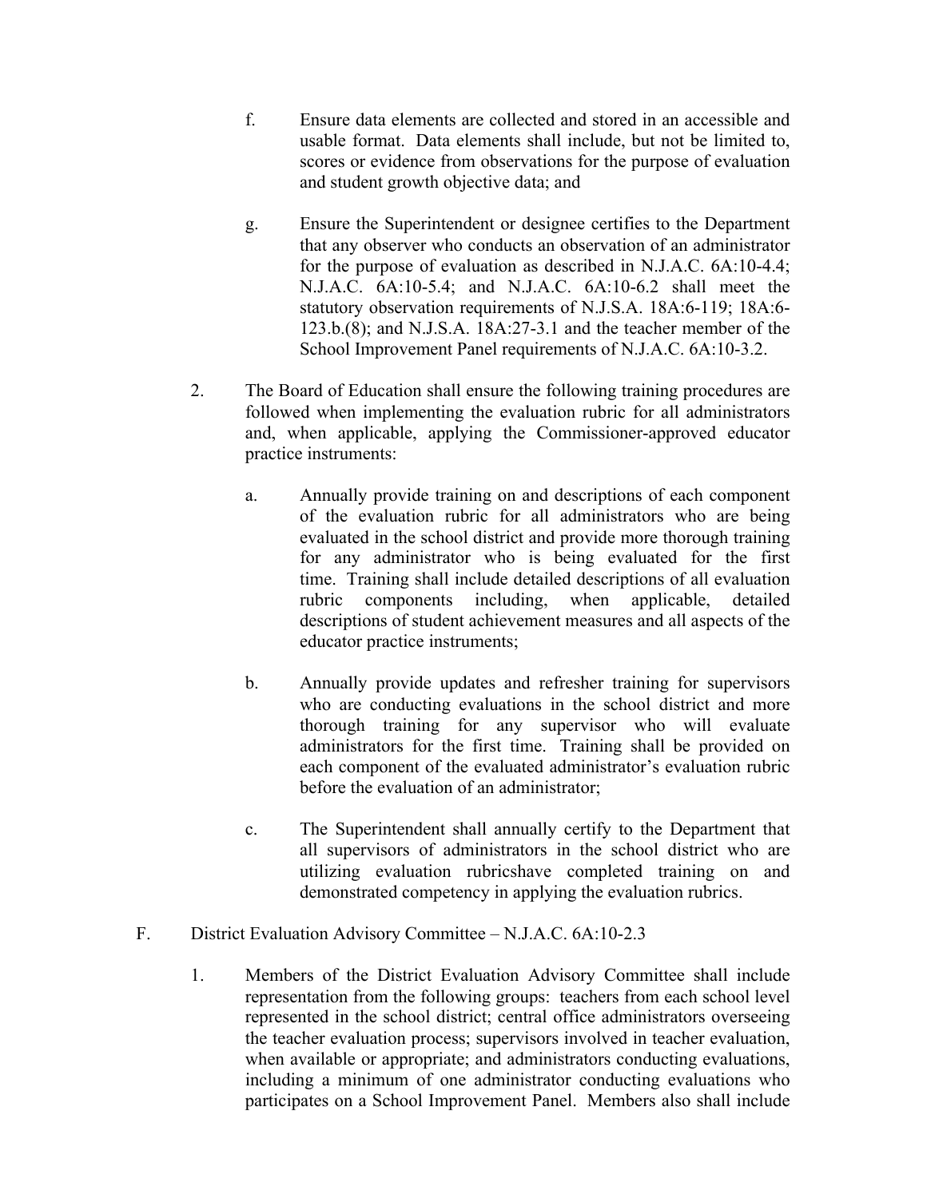f. Ensure data elements are collected and stored in an accessible and usable format. Data elements shall include, but not be limited to, scores or evidence from observations for the purpose of evaluation and student growth objective data; and

g. Ensure the Superintendent or designee certifies to the Department that any observer who conducts an observation of an administrator for the purpose of evaluation as described in N.J.A.C. 6A:10-4.4; N.J.A.C. 6A:10-5.4; and N.J.A.C. 6A:10-6.2 shall meet the statutory observation requirements of N.J.S.A. 18A:6-119; 18A:6-123.b.(8); and N.J.S.A. 18A:27-3.1 and the teacher member of the School Improvement Panel requirements of N.J.A.C. 6A:10-3.2.

2. The Board of Education shall ensure the following training procedures are followed when implementing the evaluation rubric for all administrators and, when applicable, applying the Commissioner-approved educator practice instruments:

   a. Annually provide training on and descriptions of each component of the evaluation rubric for all administrators who are being evaluated in the school district and provide more thorough training for any administrator who is being evaluated for the first time. Training shall include detailed descriptions of all evaluation rubric components including, when applicable, detailed descriptions of student achievement measures and all aspects of the educator practice instruments;

   b. Annually provide updates and refresher training for supervisors who are conducting evaluations in the school district and more thorough training for any supervisor who will evaluate administrators for the first time. Training shall be provided on each component of the evaluated administrator's evaluation rubric before the evaluation of an administrator;

   c. The Superintendent shall annually certify to the Department that all supervisors of administrators in the school district who are utilizing evaluation rubricshave completed training on and demonstrated competency in applying the evaluation rubrics.

F. District Evaluation Advisory Committee – N.J.A.C. 6A:10-2.3

1. Members of the District Evaluation Advisory Committee shall include representation from the following groups: teachers from each school level represented in the school district; central office administrators overseeing the teacher evaluation process; supervisors involved in teacher evaluation, when available or appropriate; and administrators conducting evaluations, including a minimum of one administrator conducting evaluations who participates on a School Improvement Panel. Members also shall include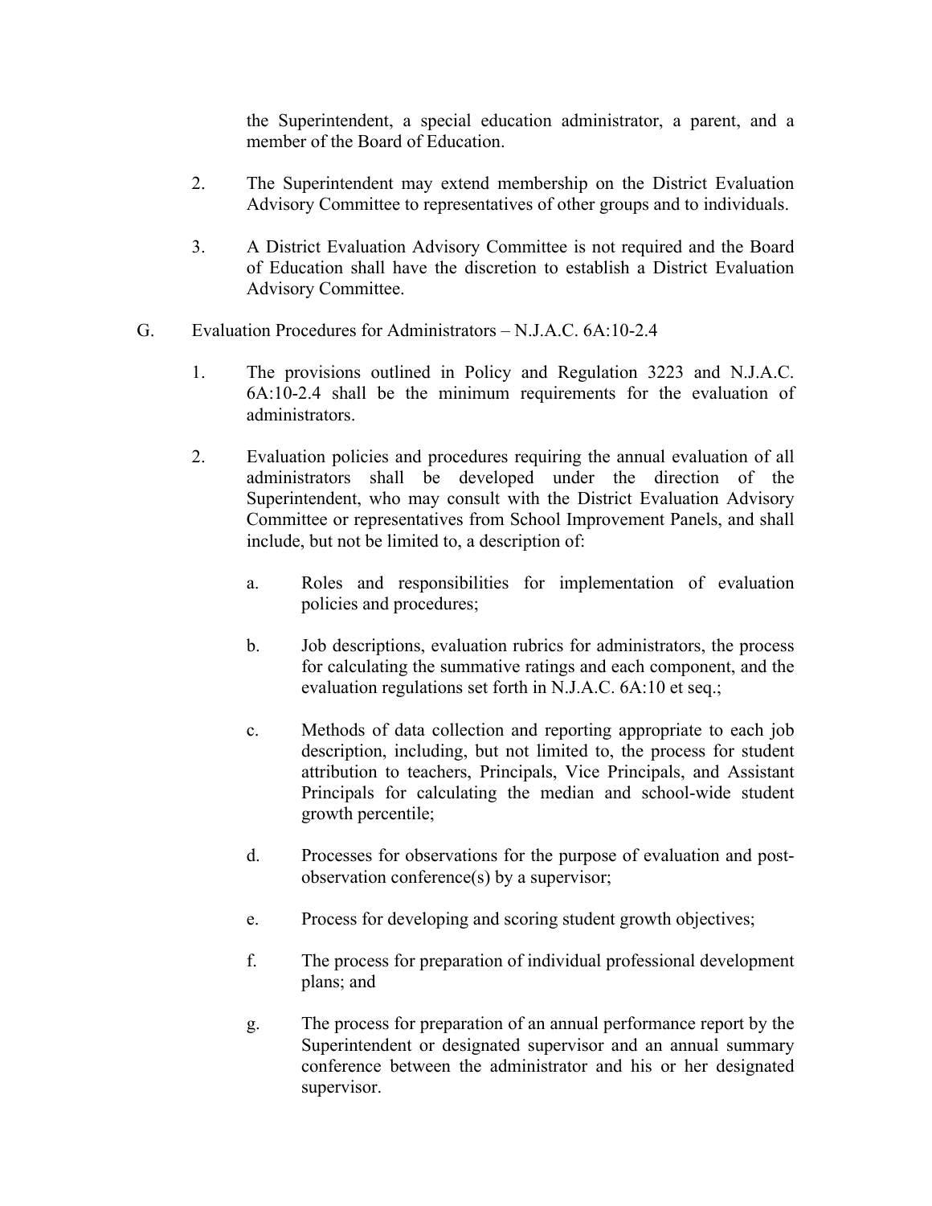the Superintendent, a special education administrator, a parent, and a member of the Board of Education.

2. The Superintendent may extend membership on the District Evaluation Advisory Committee to representatives of other groups and to individuals.

3. A District Evaluation Advisory Committee is not required and the Board of Education shall have the discretion to establish a District Evaluation Advisory Committee.

G. Evaluation Procedures for Administrators – N.J.A.C. 6A:10-2.4

1. The provisions outlined in Policy and Regulation 3223 and N.J.A.C. 6A:10-2.4 shall be the minimum requirements for the evaluation of administrators.

2. Evaluation policies and procedures requiring the annual evaluation of all administrators shall be developed under the direction of the Superintendent, who may consult with the District Evaluation Advisory Committee or representatives from School Improvement Panels, and shall include, but not be limited to, a description of:

    a. Roles and responsibilities for implementation of evaluation policies and procedures;

    b. Job descriptions, evaluation rubrics for administrators, the process for calculating the summative ratings and each component, and the evaluation regulations set forth in N.J.A.C. 6A:10 et seq.;

    c. Methods of data collection and reporting appropriate to each job description, including, but not limited to, the process for student attribution to teachers, Principals, Vice Principals, and Assistant Principals for calculating the median and school-wide student growth percentile;

    d. Processes for observations for the purpose of evaluation and post-observation conference(s) by a supervisor;

    e. Process for developing and scoring student growth objectives;

    f. The process for preparation of individual professional development plans; and

    g. The process for preparation of an annual performance report by the Superintendent or designated supervisor and an annual summary conference between the administrator and his or her designated supervisor.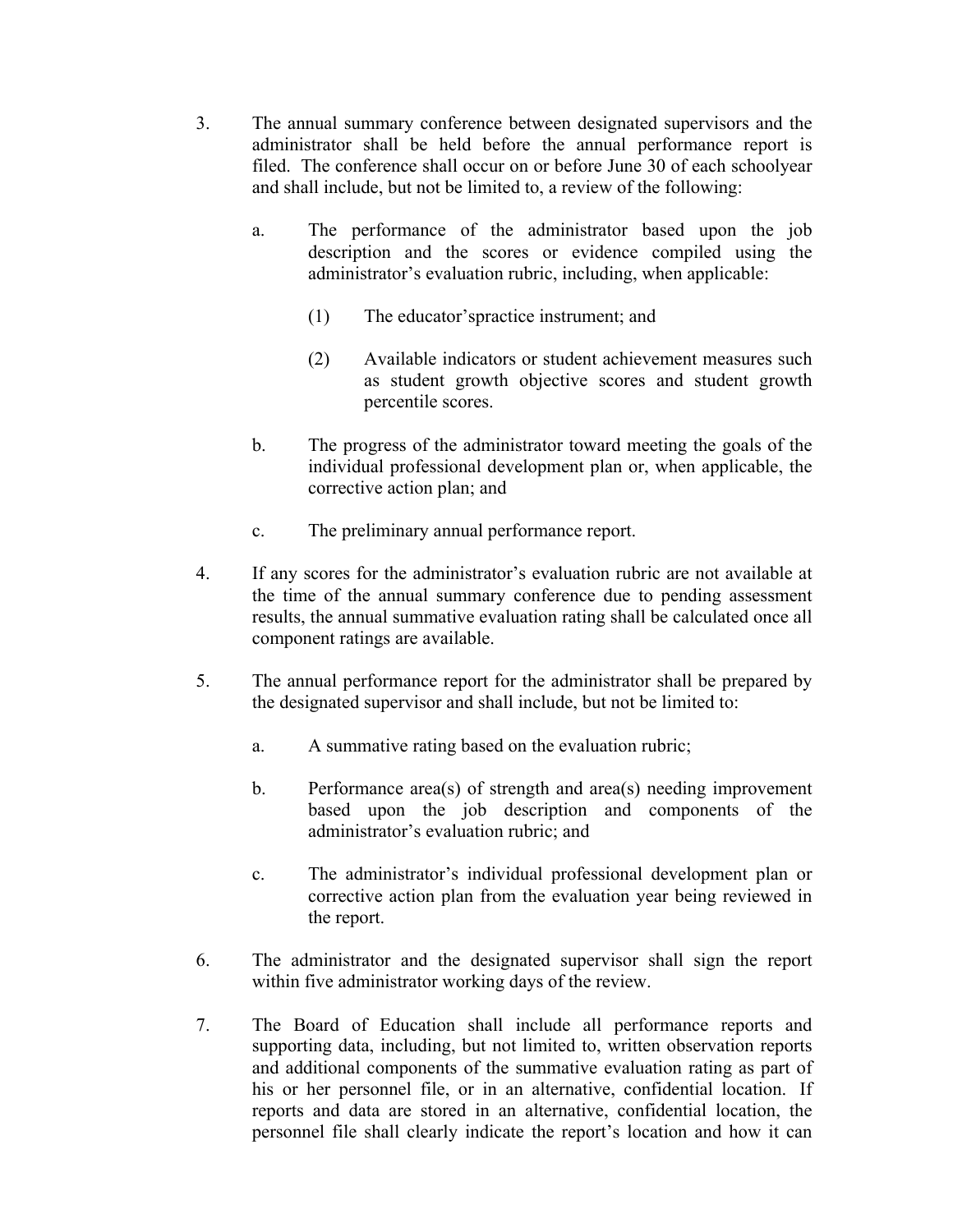3. The annual summary conference between designated supervisors and the administrator shall be held before the annual performance report is filed. The conference shall occur on or before June 30 of each schoolyear and shall include, but not be limited to, a review of the following:

   a. The performance of the administrator based upon the job description and the scores or evidence compiled using the administrator's evaluation rubric, including, when applicable:

      (1) The educator'spractice instrument; and

      (2) Available indicators or student achievement measures such as student growth objective scores and student growth percentile scores.

   b. The progress of the administrator toward meeting the goals of the individual professional development plan or, when applicable, the corrective action plan; and

   c. The preliminary annual performance report.

4. If any scores for the administrator's evaluation rubric are not available at the time of the annual summary conference due to pending assessment results, the annual summative evaluation rating shall be calculated once all component ratings are available.

5. The annual performance report for the administrator shall be prepared by the designated supervisor and shall include, but not be limited to:

   a. A summative rating based on the evaluation rubric;

   b. Performance area(s) of strength and area(s) needing improvement based upon the job description and components of the administrator's evaluation rubric; and

   c. The administrator's individual professional development plan or corrective action plan from the evaluation year being reviewed in the report.

6. The administrator and the designated supervisor shall sign the report within five administrator working days of the review.

7. The Board of Education shall include all performance reports and supporting data, including, but not limited to, written observation reports and additional components of the summative evaluation rating as part of his or her personnel file, or in an alternative, confidential location. If reports and data are stored in an alternative, confidential location, the personnel file shall clearly indicate the report's location and how it can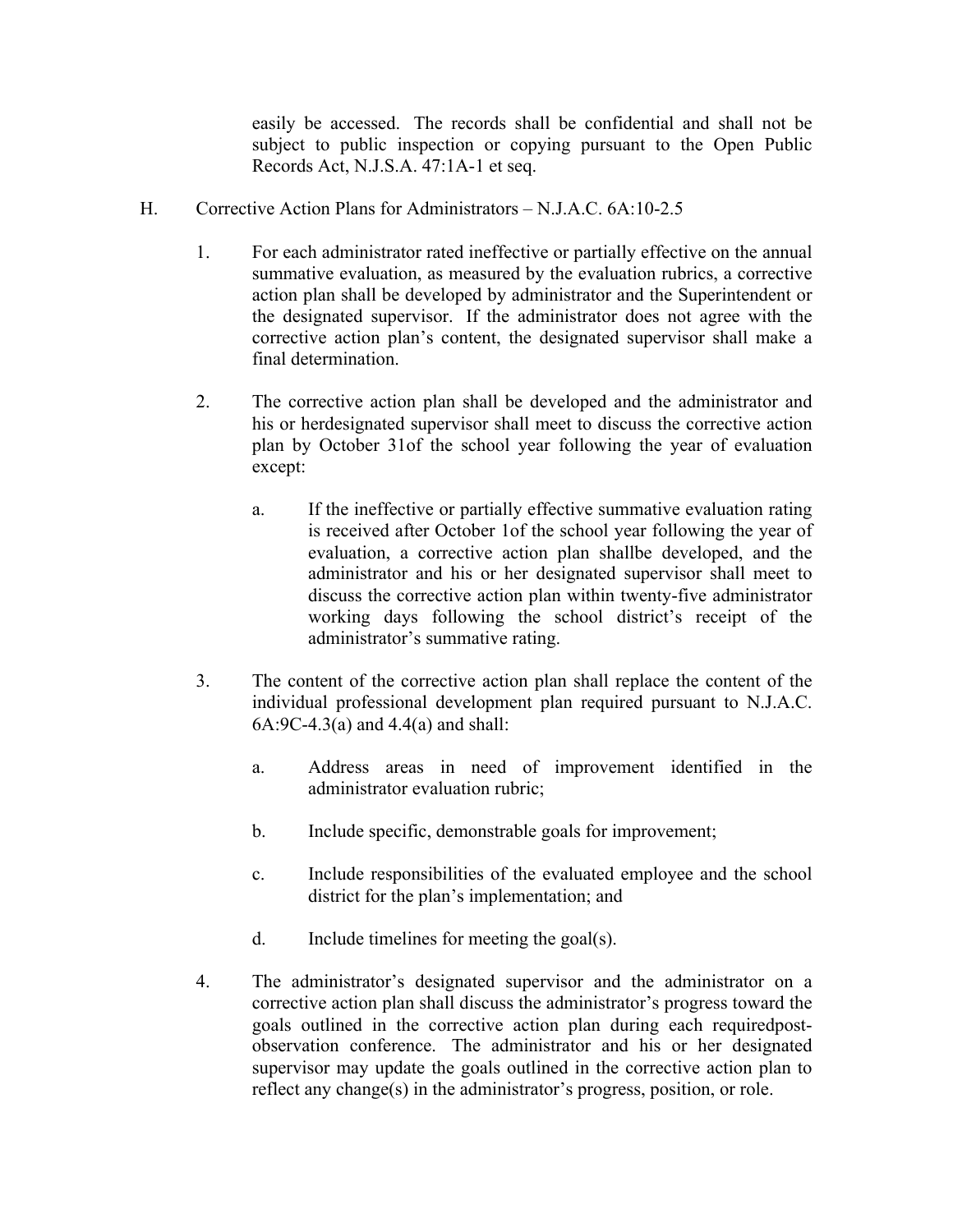easily be accessed. The records shall be confidential and shall not be subject to public inspection or copying pursuant to the Open Public Records Act, N.J.S.A. 47:1A-1 et seq.

H. Corrective Action Plans for Administrators – N.J.A.C. 6A:10-2.5

1. For each administrator rated ineffective or partially effective on the annual summative evaluation, as measured by the evaluation rubrics, a corrective action plan shall be developed by administrator and the Superintendent or the designated supervisor. If the administrator does not agree with the corrective action plan's content, the designated supervisor shall make a final determination.

2. The corrective action plan shall be developed and the administrator and his or herdesignated supervisor shall meet to discuss the corrective action plan by October 31of the school year following the year of evaluation except:

   a. If the ineffective or partially effective summative evaluation rating is received after October 1of the school year following the year of evaluation, a corrective action plan shallbe developed, and the administrator and his or her designated supervisor shall meet to discuss the corrective action plan within twenty-five administrator working days following the school district's receipt of the administrator's summative rating.

3. The content of the corrective action plan shall replace the content of the individual professional development plan required pursuant to N.J.A.C. 6A:9C-4.3(a) and 4.4(a) and shall:

   a. Address areas in need of improvement identified in the administrator evaluation rubric;

   b. Include specific, demonstrable goals for improvement;

   c. Include responsibilities of the evaluated employee and the school district for the plan's implementation; and

   d. Include timelines for meeting the goal(s).

4. The administrator's designated supervisor and the administrator on a corrective action plan shall discuss the administrator's progress toward the goals outlined in the corrective action plan during each requiredpost-observation conference. The administrator and his or her designated supervisor may update the goals outlined in the corrective action plan to reflect any change(s) in the administrator's progress, position, or role.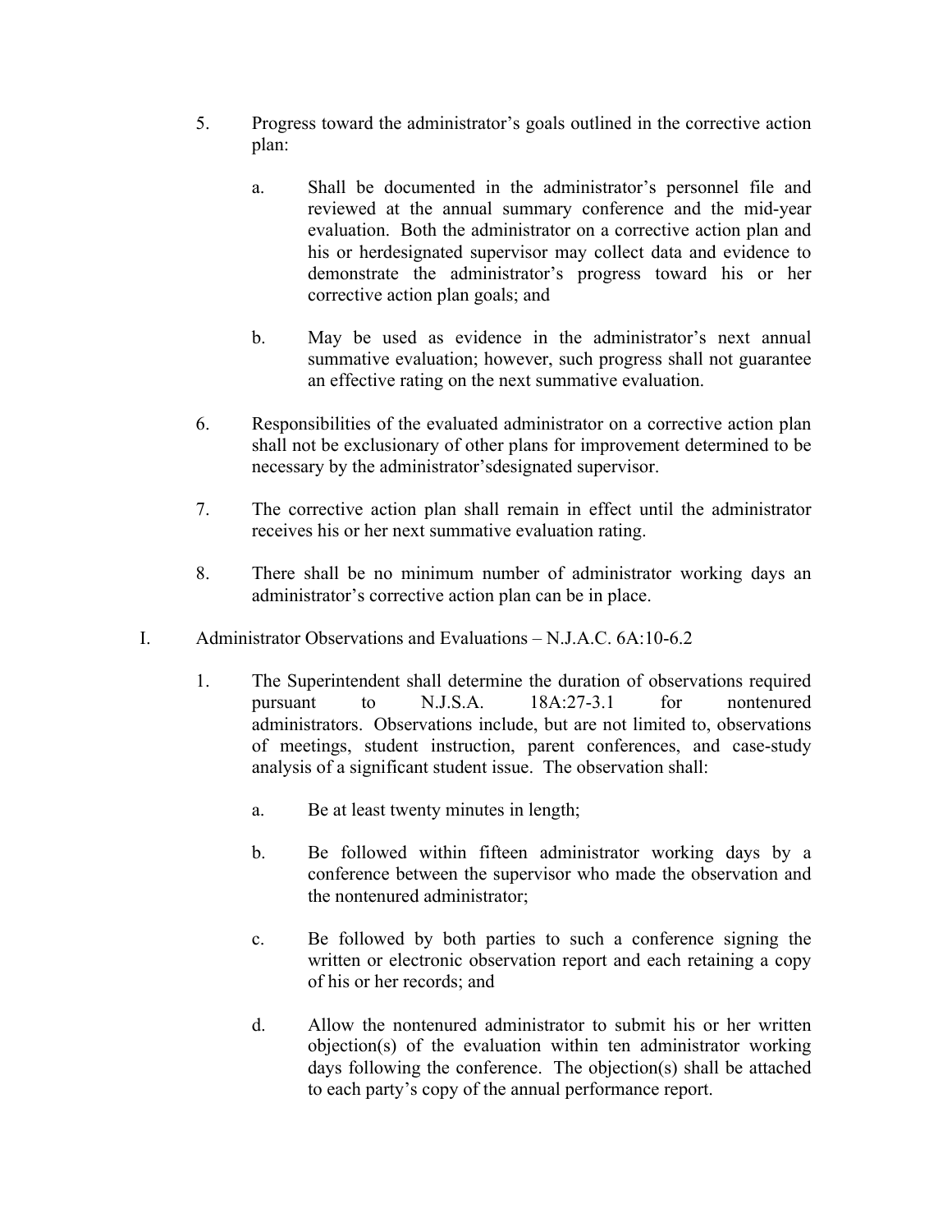5. Progress toward the administrator's goals outlined in the corrective action plan:

   a. Shall be documented in the administrator's personnel file and reviewed at the annual summary conference and the mid-year evaluation. Both the administrator on a corrective action plan and his or herdesignated supervisor may collect data and evidence to demonstrate the administrator's progress toward his or her corrective action plan goals; and

   b. May be used as evidence in the administrator's next annual summative evaluation; however, such progress shall not guarantee an effective rating on the next summative evaluation.

6. Responsibilities of the evaluated administrator on a corrective action plan shall not be exclusionary of other plans for improvement determined to be necessary by the administrator'sdesignated supervisor.

7. The corrective action plan shall remain in effect until the administrator receives his or her next summative evaluation rating.

8. There shall be no minimum number of administrator working days an administrator's corrective action plan can be in place.

I. Administrator Observations and Evaluations – N.J.A.C. 6A:10-6.2

1. The Superintendent shall determine the duration of observations required pursuant to N.J.S.A. 18A:27-3.1 for nontenured administrators. Observations include, but are not limited to, observations of meetings, student instruction, parent conferences, and case-study analysis of a significant student issue. The observation shall:

   a. Be at least twenty minutes in length;

   b. Be followed within fifteen administrator working days by a conference between the supervisor who made the observation and the nontenured administrator;

   c. Be followed by both parties to such a conference signing the written or electronic observation report and each retaining a copy of his or her records; and

   d. Allow the nontenured administrator to submit his or her written objection(s) of the evaluation within ten administrator working days following the conference. The objection(s) shall be attached to each party's copy of the annual performance report.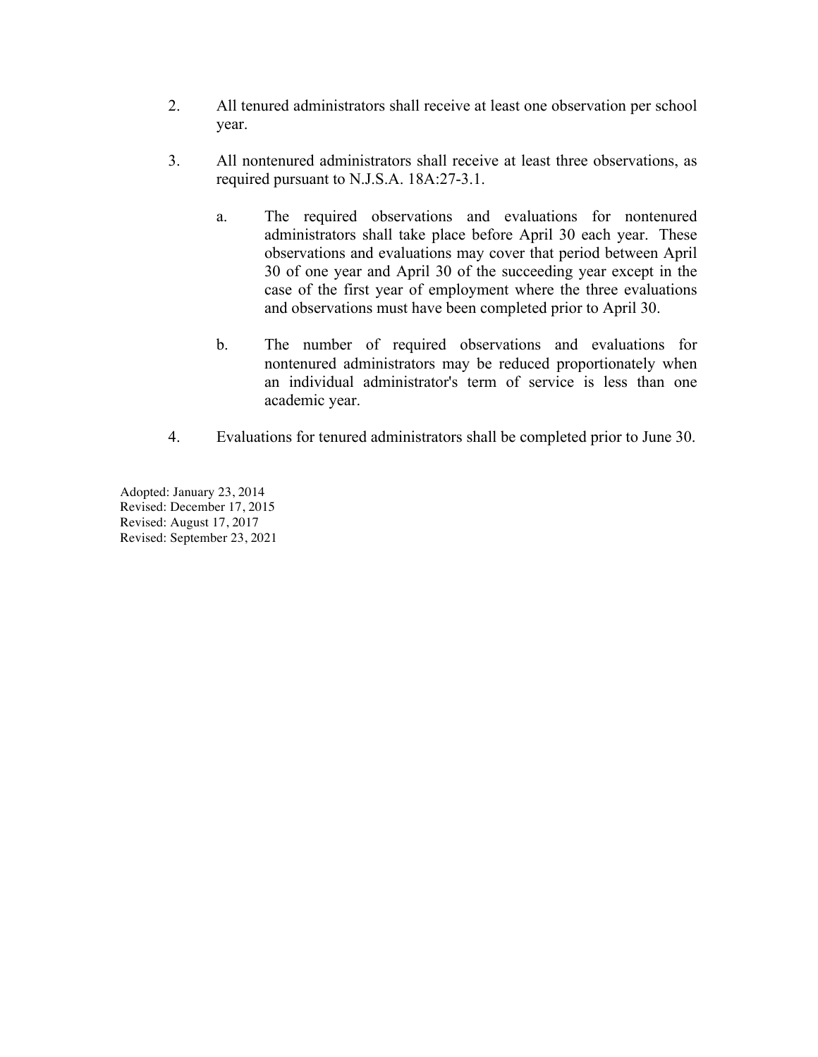2. All tenured administrators shall receive at least one observation per school year.

3. All nontenured administrators shall receive at least three observations, as required pursuant to N.J.S.A. 18A:27-3.1.

   a. The required observations and evaluations for nontenured administrators shall take place before April 30 each year. These observations and evaluations may cover that period between April 30 of one year and April 30 of the succeeding year except in the case of the first year of employment where the three evaluations and observations must have been completed prior to April 30.

   b. The number of required observations and evaluations for nontenured administrators may be reduced proportionately when an individual administrator's term of service is less than one academic year.

4. Evaluations for tenured administrators shall be completed prior to June 30.

Adopted: January 23, 2014
Revised: December 17, 2015
Revised: August 17, 2017
Revised: September 23, 2021